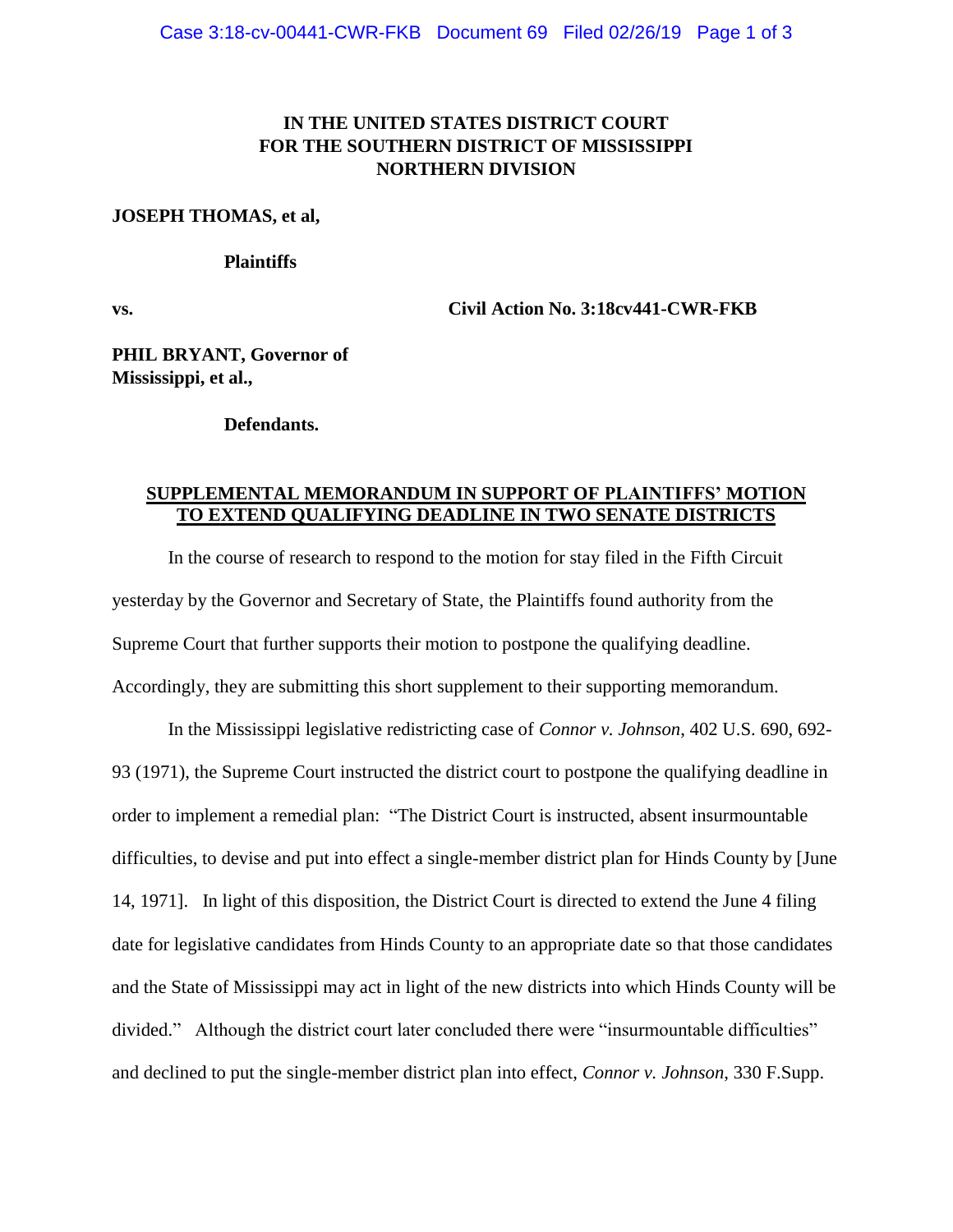**IN THE UNITED STATES DISTRICT COURT**
**FOR THE SOUTHERN DISTRICT OF MISSISSIPPI**
**NORTHERN DIVISION**

**JOSEPH THOMAS, et al,**

**Plaintiffs**

**vs.** **Civil Action No. 3:18cv441-CWR-FKB**

**PHIL BRYANT, Governor of Mississippi, et al.,**

**Defendants.**

## SUPPLEMENTAL MEMORANDUM IN SUPPORT OF PLAINTIFFS' MOTION TO EXTEND QUALIFYING DEADLINE IN TWO SENATE DISTRICTS

In the course of research to respond to the motion for stay filed in the Fifth Circuit yesterday by the Governor and Secretary of State, the Plaintiffs found authority from the Supreme Court that further supports their motion to postpone the qualifying deadline. Accordingly, they are submitting this short supplement to their supporting memorandum.

In the Mississippi legislative redistricting case of *Connor v. Johnson*, 402 U.S. 690, 692-93 (1971), the Supreme Court instructed the district court to postpone the qualifying deadline in order to implement a remedial plan: "The District Court is instructed, absent insurmountable difficulties, to devise and put into effect a single-member district plan for Hinds County by [June 14, 1971]. In light of this disposition, the District Court is directed to extend the June 4 filing date for legislative candidates from Hinds County to an appropriate date so that those candidates and the State of Mississippi may act in light of the new districts into which Hinds County will be divided." Although the district court later concluded there were "insurmountable difficulties" and declined to put the single-member district plan into effect, *Connor v. Johnson*, 330 F.Supp.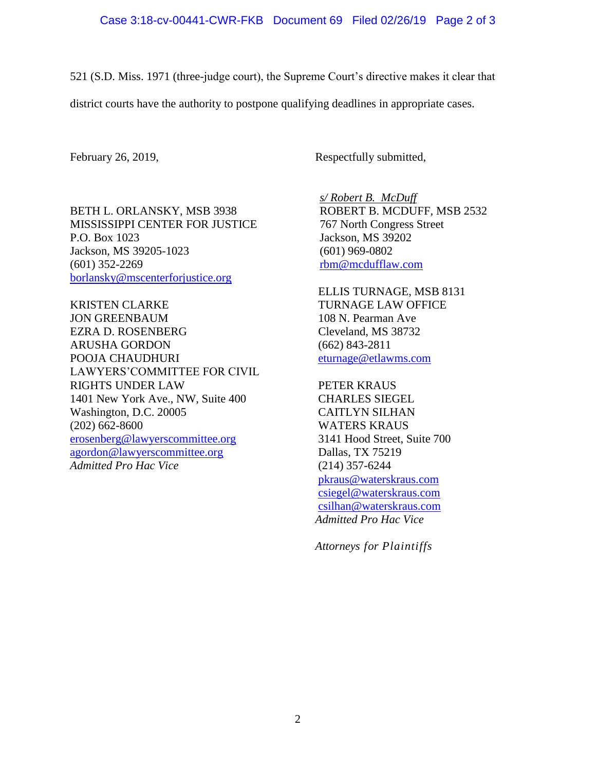521 (S.D. Miss. 1971 (three-judge court), the Supreme Court's directive makes it clear that district courts have the authority to postpone qualifying deadlines in appropriate cases.

February 26, 2019,

Respectfully submitted,

*s/ Robert B. McDuff*
ROBERT B. MCDUFF, MSB 2532
767 North Congress Street
Jackson, MS 39202
(601) 969-0802
rbm@mcdufflaw.com

ELLIS TURNAGE, MSB 8131
TURNAGE LAW OFFICE
108 N. Pearman Ave
Cleveland, MS 38732
(662) 843-2811
eturnage@etlawms.com

PETER KRAUS
CHARLES SIEGEL
CAITLYN SILHAN
WATERS KRAUS
3141 Hood Street, Suite 700
Dallas, TX 75219
(214) 357-6244
pkraus@waterskraus.com
csiegel@waterskraus.com
csilhan@waterskraus.com
*Admitted Pro Hac Vice*

BETH L. ORLANSKY, MSB 3938
MISSISSIPPI CENTER FOR JUSTICE
P.O. Box 1023
Jackson, MS 39205-1023
(601) 352-2269
borlansky@mscenterforjustice.org

KRISTEN CLARKE
JON GREENBAUM
EZRA D. ROSENBERG
ARUSHA GORDON
POOJA CHAUDHURI
LAWYERS'COMMITTEE FOR CIVIL RIGHTS UNDER LAW
1401 New York Ave., NW, Suite 400
Washington, D.C. 20005
(202) 662-8600
erosenberg@lawyerscommittee.org
agordon@lawyerscommittee.org
*Admitted Pro Hac Vice*

*Attorneys for Plaintiffs*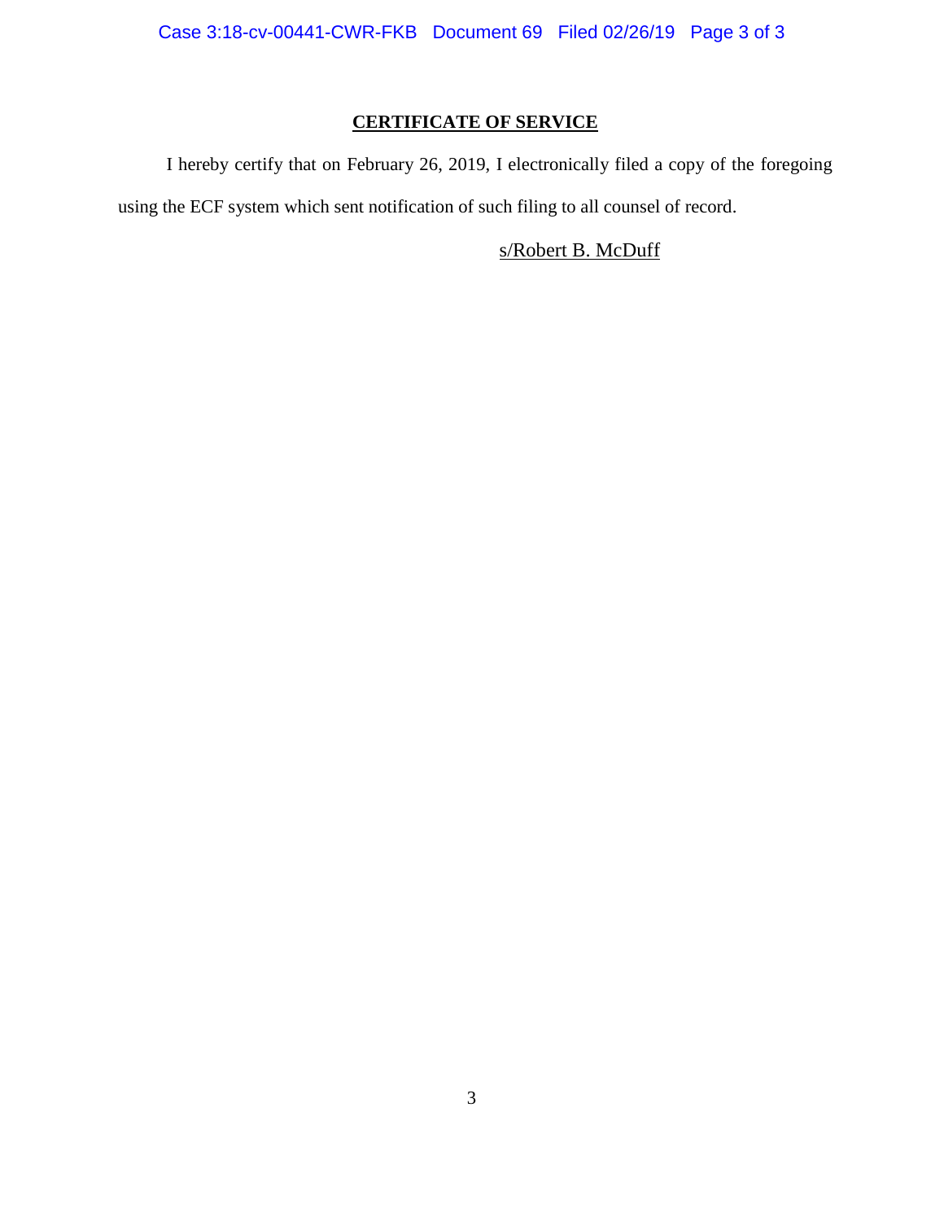## CERTIFICATE OF SERVICE

I hereby certify that on February 26, 2019, I electronically filed a copy of the foregoing using the ECF system which sent notification of such filing to all counsel of record.

s/Robert B. McDuff